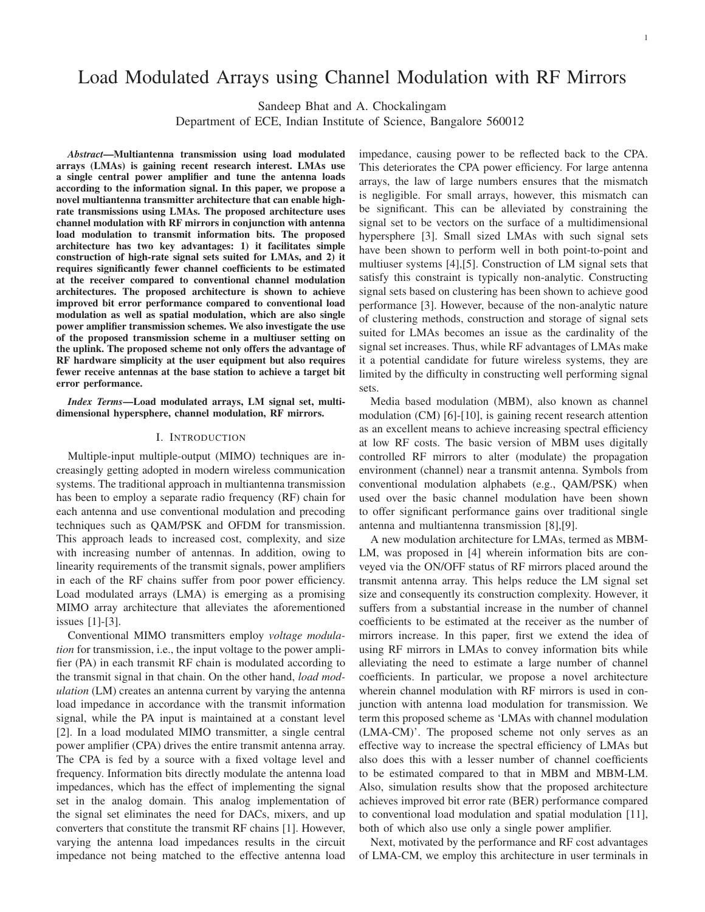# Load Modulated Arrays using Channel Modulation with RF Mirrors

Sandeep Bhat and A. Chockalingam
Department of ECE, Indian Institute of Science, Bangalore 560012

***Abstract*—Multiantenna transmission using load modulated arrays (LMAs) is gaining recent research interest. LMAs use a single central power amplifier and tune the antenna loads according to the information signal. In this paper, we propose a novel multiantenna transmitter architecture that can enable high-rate transmissions using LMAs. The proposed architecture uses channel modulation with RF mirrors in conjunction with antenna load modulation to transmit information bits. The proposed architecture has two key advantages: 1) it facilitates simple construction of high-rate signal sets suited for LMAs, and 2) it requires significantly fewer channel coefficients to be estimated at the receiver compared to conventional channel modulation architectures. The proposed architecture is shown to achieve improved bit error performance compared to conventional load modulation as well as spatial modulation, which are also single power amplifier transmission schemes. We also investigate the use of the proposed transmission scheme in a multiuser setting on the uplink. The proposed scheme not only offers the advantage of RF hardware simplicity at the user equipment but also requires fewer receive antennas at the base station to achieve a target bit error performance.**

***Index Terms*—Load modulated arrays, LM signal set, multi-dimensional hypersphere, channel modulation, RF mirrors.**

## I. Introduction

Multiple-input multiple-output (MIMO) techniques are increasingly getting adopted in modern wireless communication systems. The traditional approach in multiantenna transmission has been to employ a separate radio frequency (RF) chain for each antenna and use conventional modulation and precoding techniques such as QAM/PSK and OFDM for transmission. This approach leads to increased cost, complexity, and size with increasing number of antennas. In addition, owing to linearity requirements of the transmit signals, power amplifiers in each of the RF chains suffer from poor power efficiency. Load modulated arrays (LMA) is emerging as a promising MIMO array architecture that alleviates the aforementioned issues [1]-[3].

Conventional MIMO transmitters employ *voltage modulation* for transmission, i.e., the input voltage to the power amplifier (PA) in each transmit RF chain is modulated according to the transmit signal in that chain. On the other hand, *load modulation* (LM) creates an antenna current by varying the antenna load impedance in accordance with the transmit information signal, while the PA input is maintained at a constant level [2]. In a load modulated MIMO transmitter, a single central power amplifier (CPA) drives the entire transmit antenna array. The CPA is fed by a source with a fixed voltage level and frequency. Information bits directly modulate the antenna load impedances, which has the effect of implementing the signal set in the analog domain. This analog implementation of the signal set eliminates the need for DACs, mixers, and up converters that constitute the transmit RF chains [1]. However, varying the antenna load impedances results in the circuit impedance not being matched to the effective antenna load impedance, causing power to be reflected back to the CPA. This deteriorates the CPA power efficiency. For large antenna arrays, the law of large numbers ensures that the mismatch is negligible. For small arrays, however, this mismatch can be significant. This can be alleviated by constraining the signal set to be vectors on the surface of a multidimensional hypersphere [3]. Small sized LMAs with such signal sets have been shown to perform well in both point-to-point and multiuser systems [4],[5]. Construction of LM signal sets that satisfy this constraint is typically non-analytic. Constructing signal sets based on clustering has been shown to achieve good performance [3]. However, because of the non-analytic nature of clustering methods, construction and storage of signal sets suited for LMAs becomes an issue as the cardinality of the signal set increases. Thus, while RF advantages of LMAs make it a potential candidate for future wireless systems, they are limited by the difficulty in constructing well performing signal sets.

Media based modulation (MBM), also known as channel modulation (CM) [6]-[10], is gaining recent research attention as an excellent means to achieve increasing spectral efficiency at low RF costs. The basic version of MBM uses digitally controlled RF mirrors to alter (modulate) the propagation environment (channel) near a transmit antenna. Symbols from conventional modulation alphabets (e.g., QAM/PSK) when used over the basic channel modulation have been shown to offer significant performance gains over traditional single antenna and multiantenna transmission [8],[9].

A new modulation architecture for LMAs, termed as MBM-LM, was proposed in [4] wherein information bits are conveyed via the ON/OFF status of RF mirrors placed around the transmit antenna array. This helps reduce the LM signal set size and consequently its construction complexity. However, it suffers from a substantial increase in the number of channel coefficients to be estimated at the receiver as the number of mirrors increase. In this paper, first we extend the idea of using RF mirrors in LMAs to convey information bits while alleviating the need to estimate a large number of channel coefficients. In particular, we propose a novel architecture wherein channel modulation with RF mirrors is used in conjunction with antenna load modulation for transmission. We term this proposed scheme as 'LMAs with channel modulation (LMA-CM)'. The proposed scheme not only serves as an effective way to increase the spectral efficiency of LMAs but also does this with a lesser number of channel coefficients to be estimated compared to that in MBM and MBM-LM. Also, simulation results show that the proposed architecture achieves improved bit error rate (BER) performance compared to conventional load modulation and spatial modulation [11], both of which also use only a single power amplifier.

Next, motivated by the performance and RF cost advantages of LMA-CM, we employ this architecture in user terminals in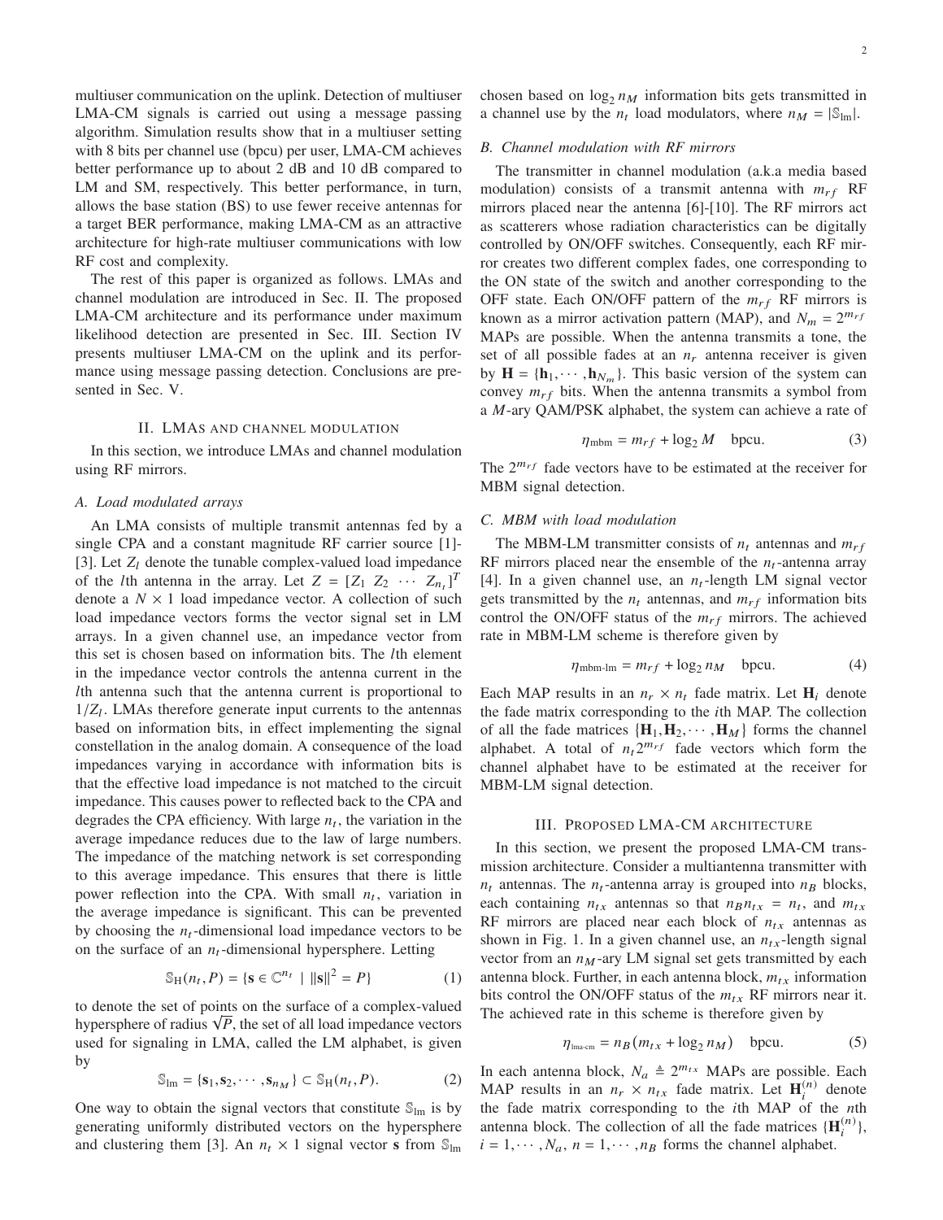multiuser communication on the uplink. Detection of multiuser LMA-CM signals is carried out using a message passing algorithm. Simulation results show that in a multiuser setting with 8 bits per channel use (bpcu) per user, LMA-CM achieves better performance up to about 2 dB and 10 dB compared to LM and SM, respectively. This better performance, in turn, allows the base station (BS) to use fewer receive antennas for a target BER performance, making LMA-CM as an attractive architecture for high-rate multiuser communications with low RF cost and complexity.

The rest of this paper is organized as follows. LMAs and channel modulation are introduced in Sec. II. The proposed LMA-CM architecture and its performance under maximum likelihood detection are presented in Sec. III. Section IV presents multiuser LMA-CM on the uplink and its performance using message passing detection. Conclusions are presented in Sec. V.

## II. LMAs and channel modulation

In this section, we introduce LMAs and channel modulation using RF mirrors.

### A. Load modulated arrays

An LMA consists of multiple transmit antennas fed by a single CPA and a constant magnitude RF carrier source [1]-[3]. Let $Z_l$ denote the tunable complex-valued load impedance of the $l$th antenna in the array. Let $Z = [Z_1 \ Z_2 \ \cdots \ Z_{n_t}]^T$ denote a $N \times 1$ load impedance vector. A collection of such load impedance vectors forms the vector signal set in LM arrays. In a given channel use, an impedance vector from this set is chosen based on information bits. The $l$th element in the impedance vector controls the antenna current in the $l$th antenna such that the antenna current is proportional to $1/Z_l$. LMAs therefore generate input currents to the antennas based on information bits, in effect implementing the signal constellation in the analog domain. A consequence of the load impedances varying in accordance with information bits is that the effective load impedance is not matched to the circuit impedance. This causes power to reflected back to the CPA and degrades the CPA efficiency. With large $n_t$, the variation in the average impedance reduces due to the law of large numbers. The impedance of the matching network is set corresponding to this average impedance. This ensures that there is little power reflection into the CPA. With small $n_t$, variation in the average impedance is significant. This can be prevented by choosing the $n_t$-dimensional load impedance vectors to be on the surface of an $n_t$-dimensional hypersphere. Letting

$$\mathbb{S}_{\rm H}(n_t, P) = \{\mathbf{s} \in \mathbb{C}^{n_t} \mid \|\mathbf{s}\|^2 = P\} \tag{1}$$

to denote the set of points on the surface of a complex-valued hypersphere of radius $\sqrt{P}$, the set of all load impedance vectors used for signaling in LMA, called the LM alphabet, is given by

$$\mathbb{S}_{\rm lm} = \{\mathbf{s}_1, \mathbf{s}_2, \cdots, \mathbf{s}_{n_M}\} \subset \mathbb{S}_{\rm H}(n_t, P). \tag{2}$$

One way to obtain the signal vectors that constitute $\mathbb{S}_{\rm lm}$ is by generating uniformly distributed vectors on the hypersphere and clustering them [3]. An $n_t \times 1$ signal vector $\mathbf{s}$ from $\mathbb{S}_{\rm lm}$ chosen based on $\log_2 n_M$ information bits gets transmitted in a channel use by the $n_t$ load modulators, where $n_M = |\mathbb{S}_{\rm lm}|$.

### B. Channel modulation with RF mirrors

The transmitter in channel modulation (a.k.a media based modulation) consists of a transmit antenna with $m_{rf}$ RF mirrors placed near the antenna [6]-[10]. The RF mirrors act as scatterers whose radiation characteristics can be digitally controlled by ON/OFF switches. Consequently, each RF mirror creates two different complex fades, one corresponding to the ON state of the switch and another corresponding to the OFF state. Each ON/OFF pattern of the $m_{rf}$ RF mirrors is known as a mirror activation pattern (MAP), and $N_m = 2^{m_{rf}}$ MAPs are possible. When the antenna transmits a tone, the set of all possible fades at an $n_r$ antenna receiver is given by $\mathbf{H} = \{\mathbf{h}_1, \cdots, \mathbf{h}_{N_m}\}$. This basic version of the system can convey $m_{rf}$ bits. When the antenna transmits a symbol from a $M$-ary QAM/PSK alphabet, the system can achieve a rate of

$$\eta_{\rm mbm} = m_{rf} + \log_2 M \quad \text{bpcu}. \tag{3}$$

The $2^{m_{rf}}$ fade vectors have to be estimated at the receiver for MBM signal detection.

### C. MBM with load modulation

The MBM-LM transmitter consists of $n_t$ antennas and $m_{rf}$ RF mirrors placed near the ensemble of the $n_t$-antenna array [4]. In a given channel use, an $n_t$-length LM signal vector gets transmitted by the $n_t$ antennas, and $m_{rf}$ information bits control the ON/OFF status of the $m_{rf}$ mirrors. The achieved rate in MBM-LM scheme is therefore given by

$$\eta_{\rm mbm\text{-}lm} = m_{rf} + \log_2 n_M \quad \text{bpcu}. \tag{4}$$

Each MAP results in an $n_r \times n_t$ fade matrix. Let $\mathbf{H}_i$ denote the fade matrix corresponding to the $i$th MAP. The collection of all the fade matrices $\{\mathbf{H}_1, \mathbf{H}_2, \cdots, \mathbf{H}_M\}$ forms the channel alphabet. A total of $n_t 2^{m_{rf}}$ fade vectors which form the channel alphabet have to be estimated at the receiver for MBM-LM signal detection.

## III. Proposed LMA-CM architecture

In this section, we present the proposed LMA-CM transmission architecture. Consider a multiantenna transmitter with $n_t$ antennas. The $n_t$-antenna array is grouped into $n_B$ blocks, each containing $n_{tx}$ antennas so that $n_B n_{tx} = n_t$, and $m_{tx}$ RF mirrors are placed near each block of $n_{tx}$ antennas as shown in Fig. 1. In a given channel use, an $n_{tx}$-length signal vector from an $n_M$-ary LM signal set gets transmitted by each antenna block. Further, in each antenna block, $m_{tx}$ information bits control the ON/OFF status of the $m_{tx}$ RF mirrors near it. The achieved rate in this scheme is therefore given by

$$\eta_{\rm lma\text{-}cm} = n_B(m_{tx} + \log_2 n_M) \quad \text{bpcu}. \tag{5}$$

In each antenna block, $N_a \triangleq 2^{m_{tx}}$ MAPs are possible. Each MAP results in an $n_r \times n_{tx}$ fade matrix. Let $\mathbf{H}_i^{(n)}$ denote the fade matrix corresponding to the $i$th MAP of the $n$th antenna block. The collection of all the fade matrices $\{\mathbf{H}_i^{(n)}\}$, $i = 1, \cdots, N_a$, $n = 1, \cdots, n_B$ forms the channel alphabet.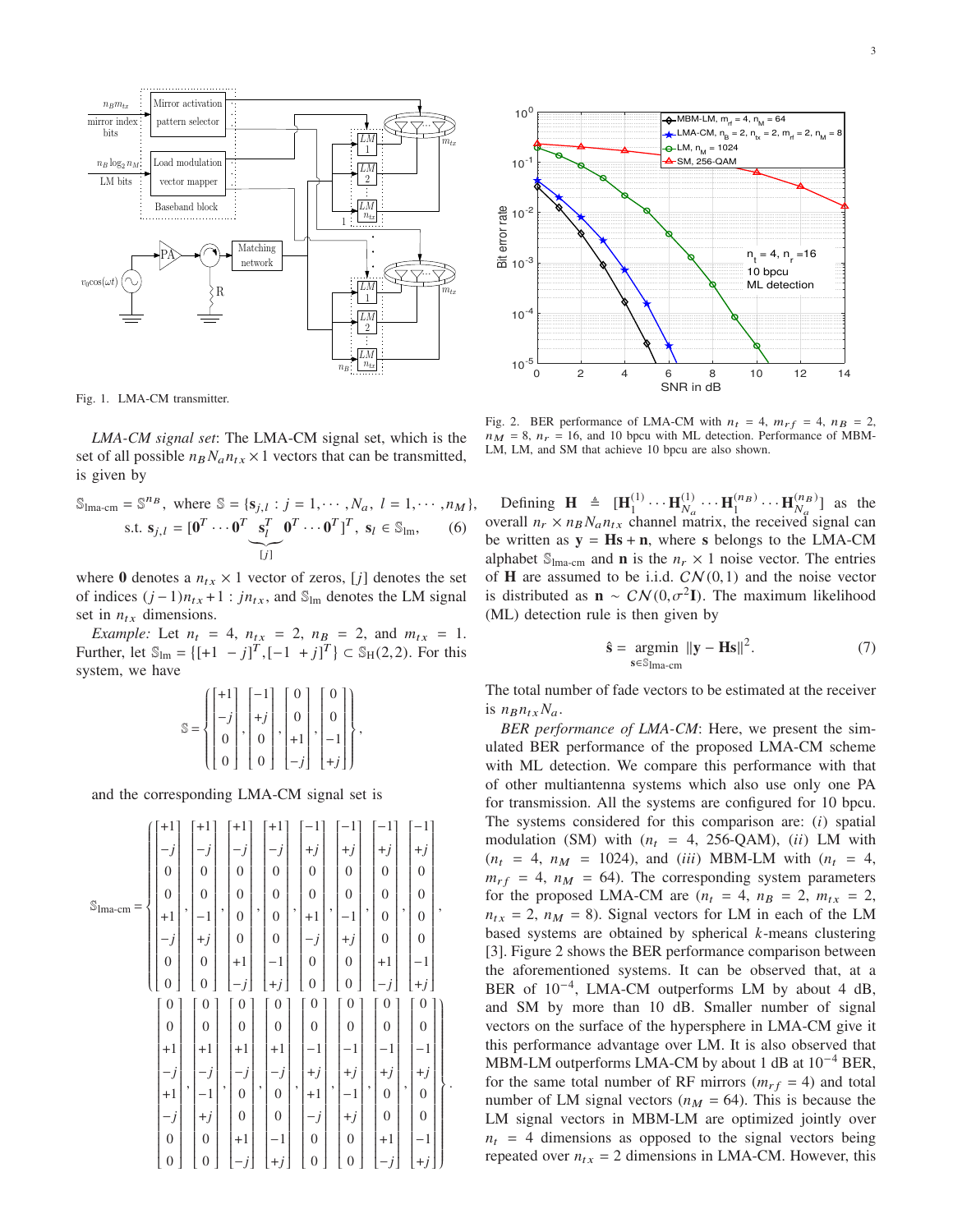Fig. 1. LMA-CM transmitter.

*LMA-CM signal set*: The LMA-CM signal set, which is the set of all possible $n_B N_a n_{tx} \times 1$ vectors that can be transmitted, is given by

$$\mathbb{S}_{\text{lma-cm}} = \mathbb{S}^{n_B}, \text{ where } \mathbb{S} = \{\mathbf{s}_{j,l} : j = 1, \cdots, N_a, \ l = 1, \cdots, n_M\}, \\ \text{s.t. } \mathbf{s}_{j,l} = [\mathbf{0}^T \cdots \mathbf{0}^T \underbrace{\mathbf{s}_l^T}_{[j]} \mathbf{0}^T \cdots \mathbf{0}^T]^T, \ \mathbf{s}_l \in \mathbb{S}_{\text{lm}}, \tag{6}$$

where $\mathbf{0}$ denotes a $n_{tx} \times 1$ vector of zeros, $[j]$ denotes the set of indices $(j-1)n_{tx}+1 : jn_{tx}$, and $\mathbb{S}_{\text{lm}}$ denotes the LM signal set in $n_{tx}$ dimensions.

*Example:* Let $n_t = 4$, $n_{tx} = 2$, $n_B = 2$, and $m_{tx} = 1$. Further, let $\mathbb{S}_{\text{lm}} = \{[+1 \ -j]^T, [-1 \ +j]^T\} \subset \mathbb{S}_{\text{H}}(2,2)$. For this system, we have

$$\mathbb{S} = \left\{ \begin{bmatrix} +1 \\ -j \\ 0 \\ 0 \end{bmatrix}, \begin{bmatrix} -1 \\ +j \\ 0 \\ 0 \end{bmatrix}, \begin{bmatrix} 0 \\ 0 \\ +1 \\ -j \end{bmatrix}, \begin{bmatrix} 0 \\ 0 \\ -1 \\ +j \end{bmatrix} \right\},$$

and the corresponding LMA-CM signal set is

$$\mathbb{S}_{\text{lma-cm}} = \left\{ \begin{bmatrix} +1 \\ -j \\ 0 \\ 0 \\ +1 \\ -j \\ 0 \\ 0 \end{bmatrix}, \begin{bmatrix} +1 \\ -j \\ 0 \\ 0 \\ -1 \\ +j \\ 0 \\ 0 \end{bmatrix}, \begin{bmatrix} +1 \\ -j \\ 0 \\ 0 \\ 0 \\ 0 \\ +1 \\ -j \end{bmatrix}, \begin{bmatrix} +1 \\ -j \\ 0 \\ 0 \\ 0 \\ 0 \\ -1 \\ +j \end{bmatrix}, \begin{bmatrix} -1 \\ +j \\ 0 \\ 0 \\ +1 \\ -j \\ 0 \\ 0 \end{bmatrix}, \begin{bmatrix} -1 \\ +j \\ 0 \\ 0 \\ -1 \\ +j \\ 0 \\ 0 \end{bmatrix}, \begin{bmatrix} -1 \\ +j \\ 0 \\ 0 \\ 0 \\ 0 \\ +1 \\ -j \end{bmatrix}, \begin{bmatrix} -1 \\ +j \\ 0 \\ 0 \\ 0 \\ 0 \\ -1 \\ +j \end{bmatrix}, \right.$$

$$\left. \begin{bmatrix} 0 \\ 0 \\ +1 \\ -j \\ +1 \\ -j \\ 0 \\ 0 \end{bmatrix}, \begin{bmatrix} 0 \\ 0 \\ +1 \\ -j \\ -1 \\ +j \\ 0 \\ 0 \end{bmatrix}, \begin{bmatrix} 0 \\ 0 \\ +1 \\ -j \\ 0 \\ 0 \\ +1 \\ -j \end{bmatrix}, \begin{bmatrix} 0 \\ 0 \\ +1 \\ -j \\ 0 \\ 0 \\ -1 \\ +j \end{bmatrix}, \begin{bmatrix} 0 \\ 0 \\ -1 \\ +j \\ +1 \\ -j \\ 0 \\ 0 \end{bmatrix}, \begin{bmatrix} 0 \\ 0 \\ -1 \\ +j \\ -1 \\ +j \\ 0 \\ 0 \end{bmatrix}, \begin{bmatrix} 0 \\ 0 \\ -1 \\ +j \\ 0 \\ 0 \\ +1 \\ -j \end{bmatrix}, \begin{bmatrix} 0 \\ 0 \\ -1 \\ +j \\ 0 \\ 0 \\ -1 \\ +j \end{bmatrix} \right\}.$$

Fig. 2. BER performance of LMA-CM with $n_t = 4$, $m_{rf} = 4$, $n_B = 2$, $n_M = 8$, $n_r = 16$, and 10 bpcu with ML detection. Performance of MBM-LM, LM, and SM that achieve 10 bpcu are also shown.

Defining $\mathbf{H} \triangleq [\mathbf{H}_1^{(1)} \cdots \mathbf{H}_{N_a}^{(1)} \cdots \mathbf{H}_1^{(n_B)} \cdots \mathbf{H}_{N_a}^{(n_B)}]$ as the overall $n_r \times n_B N_a n_{tx}$ channel matrix, the received signal can be written as $\mathbf{y} = \mathbf{Hs} + \mathbf{n}$, where $\mathbf{s}$ belongs to the LMA-CM alphabet $\mathbb{S}_{\text{lma-cm}}$ and $\mathbf{n}$ is the $n_r \times 1$ noise vector. The entries of $\mathbf{H}$ are assumed to be i.i.d. $\mathcal{CN}(0,1)$ and the noise vector is distributed as $\mathbf{n} \sim \mathcal{CN}(0, \sigma^2\mathbf{I})$. The maximum likelihood (ML) detection rule is then given by

$$\hat{\mathbf{s}} = \underset{\mathbf{s} \in \mathbb{S}_{\text{lma-cm}}}{\text{argmin}} \|\mathbf{y} - \mathbf{Hs}\|^2. \tag{7}$$

The total number of fade vectors to be estimated at the receiver is $n_B n_{tx} N_a$.

*BER performance of LMA-CM*: Here, we present the simulated BER performance of the proposed LMA-CM scheme with ML detection. We compare this performance with that of other multiantenna systems which also use only one PA for transmission. All the systems are configured for 10 bpcu. The systems considered for this comparison are: $(i)$ spatial modulation (SM) with ($n_t = 4$, 256-QAM), $(ii)$ LM with ($n_t = 4$, $n_M = 1024$), and $(iii)$ MBM-LM with ($n_t = 4$, $m_{rf} = 4$, $n_M = 64$). The corresponding system parameters for the proposed LMA-CM are ($n_t = 4$, $n_B = 2$, $m_{tx} = 2$, $n_{tx} = 2$, $n_M = 8$). Signal vectors for LM in each of the LM based systems are obtained by spherical $k$-means clustering [3]. Figure 2 shows the BER performance comparison between the aforementioned systems. It can be observed that, at a BER of $10^{-4}$, LMA-CM outperforms LM by about 4 dB, and SM by more than 10 dB. Smaller number of signal vectors on the surface of the hypersphere in LMA-CM give it this performance advantage over LM. It is also observed that MBM-LM outperforms LMA-CM by about 1 dB at $10^{-4}$ BER, for the same total number of RF mirrors ($m_{rf} = 4$) and total number of LM signal vectors ($n_M = 64$). This is because the LM signal vectors in MBM-LM are optimized jointly over $n_t = 4$ dimensions as opposed to the signal vectors being repeated over $n_{tx} = 2$ dimensions in LMA-CM. However, this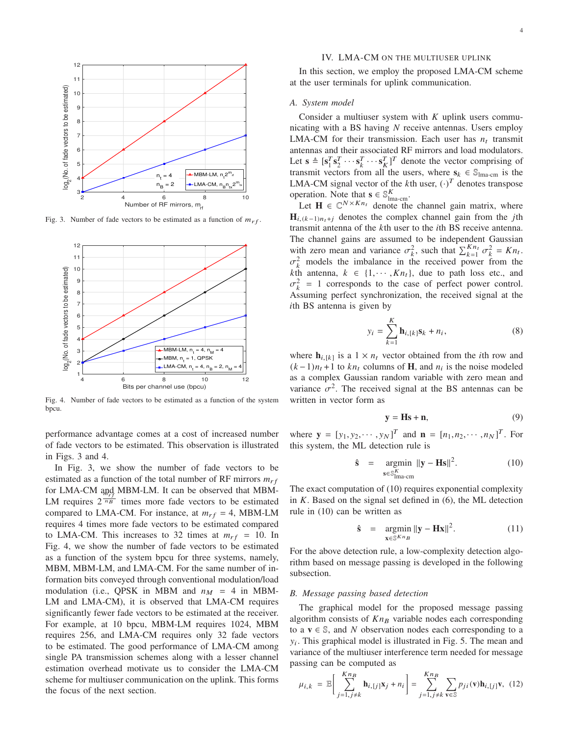Fig. 3. Number of fade vectors to be estimated as a function of $m_{rf}$.

Fig. 4. Number of fade vectors to be estimated as a function of the system bpcu.

performance advantage comes at a cost of increased number of fade vectors to be estimated. This observation is illustrated in Figs. 3 and 4.

In Fig. 3, we show the number of fade vectors to be estimated as a function of the total number of RF mirrors $m_{rf}$ for LMA-CM and MBM-LM. It can be observed that MBM-LM requires $2^{\frac{m_{rf}}{n_B}}$ times more fade vectors to be estimated compared to LMA-CM. For instance, at $m_{rf} = 4$, MBM-LM requires 4 times more fade vectors to be estimated compared to LMA-CM. This increases to 32 times at $m_{rf} = 10$. In Fig. 4, we show the number of fade vectors to be estimated as a function of the system bpcu for three systems, namely, MBM, MBM-LM, and LMA-CM. For the same number of information bits conveyed through conventional modulation/load modulation (i.e., QPSK in MBM and $n_M = 4$ in MBM-LM and LMA-CM), it is observed that LMA-CM requires significantly fewer fade vectors to be estimated at the receiver. For example, at 10 bpcu, MBM-LM requires 1024, MBM requires 256, and LMA-CM requires only 32 fade vectors to be estimated. The good performance of LMA-CM among single PA transmission schemes along with a lesser channel estimation overhead motivate us to consider the LMA-CM scheme for multiuser communication on the uplink. This forms the focus of the next section.

# IV. LMA-CM on the multiuser uplink

In this section, we employ the proposed LMA-CM scheme at the user terminals for uplink communication.

## A. System model

Consider a multiuser system with $K$ uplink users communicating with a BS having $N$ receive antennas. Users employ LMA-CM for their transmission. Each user has $n_t$ transmit antennas and their associated RF mirrors and load modulators. Let $\mathbf{s} \triangleq [\mathbf{s}_1^T \mathbf{s}_2^T \cdots \mathbf{s}_k^T \cdots \mathbf{s}_K^T]^T$ denote the vector comprising of transmit vectors from all the users, where $\mathbf{s}_k \in \mathbb{S}_{\text{lma-cm}}$ is the LMA-CM signal vector of the $k$th user, $(\cdot)^T$ denotes transpose operation. Note that $\mathbf{s} \in \mathbb{S}_{\text{lma-cm}}^K$.

Let $\mathbf{H} \in \mathbb{C}^{N \times Kn_t}$ denote the channel gain matrix, where $\mathbf{H}_{i,(k-1)n_t+j}$ denotes the complex channel gain from the $j$th transmit antenna of the $k$th user to the $i$th BS receive antenna. The channel gains are assumed to be independent Gaussian with zero mean and variance $\sigma_k^2$, such that $\sum_{k=1}^{Kn_t} \sigma_k^2 = Kn_t$. $\sigma_k^2$ models the imbalance in the received power from the $k$th antenna, $k \in \{1, \cdots, Kn_t\}$, due to path loss etc., and $\sigma_k^2 = 1$ corresponds to the case of perfect power control. Assuming perfect synchronization, the received signal at the $i$th BS antenna is given by

$$y_i = \sum_{k=1}^{K} \mathbf{h}_{i,[k]} \mathbf{s}_k + n_i, \tag{8}$$

where $\mathbf{h}_{i,[k]}$ is a $1 \times n_t$ vector obtained from the $i$th row and $(k-1)n_t + 1$ to $kn_t$ columns of $\mathbf{H}$, and $n_i$ is the noise modeled as a complex Gaussian random variable with zero mean and variance $\sigma^2$. The received signal at the BS antennas can be written in vector form as

$$\mathbf{y} = \mathbf{H}\mathbf{s} + \mathbf{n}, \tag{9}$$

where $\mathbf{y} = [y_1, y_2, \cdots, y_N]^T$ and $\mathbf{n} = [n_1, n_2, \cdots, n_N]^T$. For this system, the ML detection rule is

$$\hat{\mathbf{s}} = \underset{\mathbf{s} \in \mathbb{S}_{\text{lma-cm}}^K}{\operatorname{argmin}} \ \|\mathbf{y} - \mathbf{H}\mathbf{s}\|^2. \tag{10}$$

The exact computation of (10) requires exponential complexity in $K$. Based on the signal set defined in (6), the ML detection rule in (10) can be written as

$$\hat{\mathbf{s}} = \underset{\mathbf{x} \in \mathbb{S}^{Kn_B}}{\operatorname{argmin}} \|\mathbf{y} - \mathbf{H}\mathbf{x}\|^2. \tag{11}$$

For the above detection rule, a low-complexity detection algorithm based on message passing is developed in the following subsection.

## B. Message passing based detection

The graphical model for the proposed message passing algorithm consists of $Kn_B$ variable nodes each corresponding to a $\mathbf{v} \in \mathbb{S}$, and $N$ observation nodes each corresponding to a $y_i$. This graphical model is illustrated in Fig. 5. The mean and variance of the multiuser interference term needed for message passing can be computed as

$$\mu_{i,k} = \mathbb{E}\Bigg[\sum_{j=1, j \neq k}^{Kn_B} \mathbf{h}_{i,[j]} \mathbf{x}_j + n_i\Bigg] = \sum_{j=1, j \neq k}^{Kn_B} \sum_{\mathbf{v} \in \mathbb{S}} p_{ji}(\mathbf{v}) \mathbf{h}_{i,[j]} \mathbf{v}, \tag{12}$$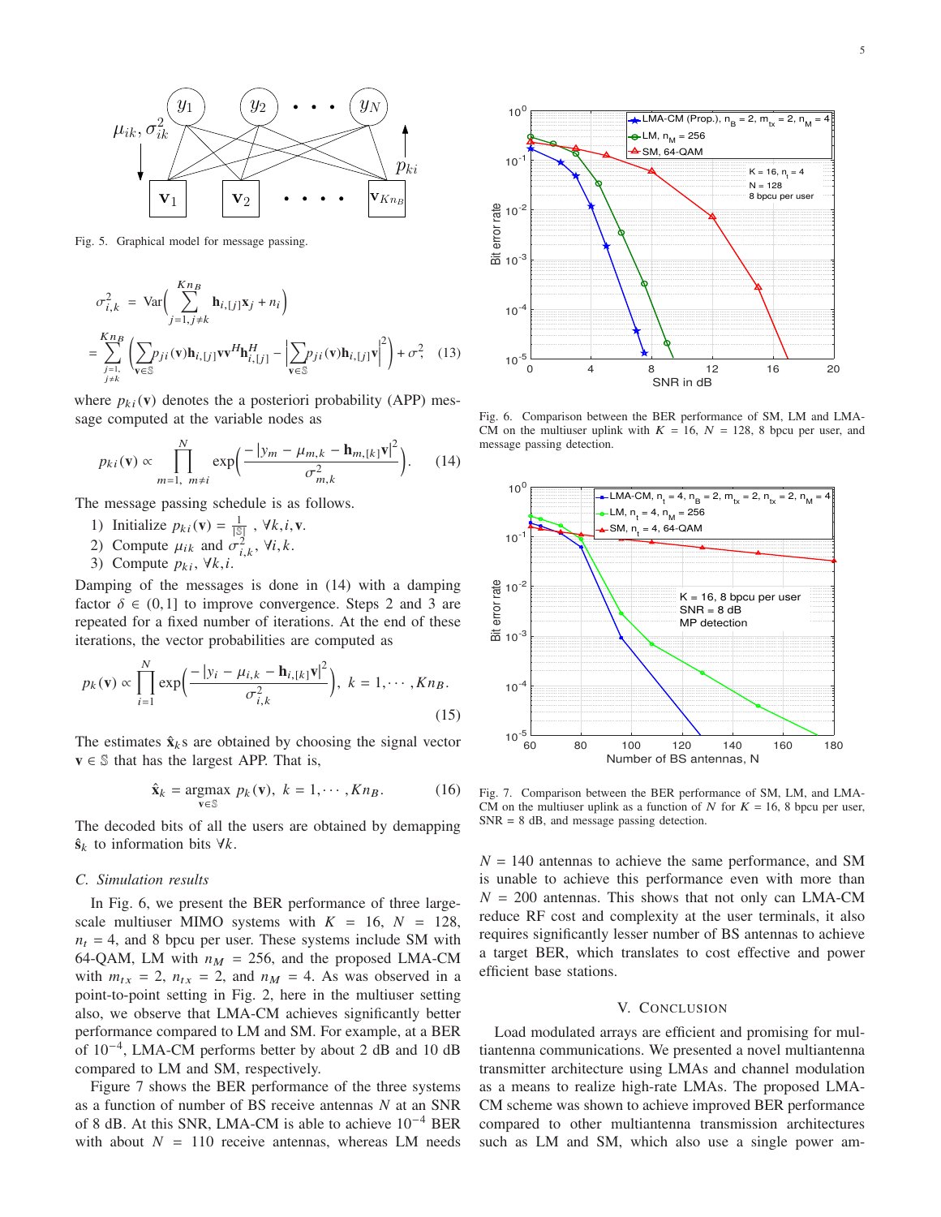Fig. 5. Graphical model for message passing.

$$\sigma_{i,k}^2 = \text{Var}\Big(\sum_{j=1, j\neq k}^{Kn_B} \mathbf{h}_{i,[j]}\mathbf{x}_j + n_i\Big)$$
$$= \sum_{\substack{j=1,\\ j\neq k}}^{Kn_B} \Big(\sum_{\mathbf{v}\in\mathbb{S}} p_{ji}(\mathbf{v})\mathbf{h}_{i,[j]}\mathbf{v}\mathbf{v}^H\mathbf{h}_{i,[j]}^H - \Big|\sum_{\mathbf{v}\in\mathbb{S}} p_{ji}(\mathbf{v})\mathbf{h}_{i,[j]}\mathbf{v}\Big|^2\Big) + \sigma^2, \quad (13)$$

where $p_{ki}(\mathbf{v})$ denotes the a posteriori probability (APP) message computed at the variable nodes as

$$p_{ki}(\mathbf{v}) \propto \prod_{m=1,\ m\neq i}^{N} \exp\Big(\frac{-|y_m - \mu_{m,k} - \mathbf{h}_{m,[k]}\mathbf{v}|^2}{\sigma_{m,k}^2}\Big). \quad (14)$$

The message passing schedule is as follows.

1) Initialize $p_{ki}(\mathbf{v}) = \frac{1}{|\mathbb{S}|}$ , $\forall k, i, \mathbf{v}$.
2) Compute $\mu_{ik}$ and $\sigma_{i,k}^2$, $\forall i, k$.
3) Compute $p_{ki}$, $\forall k, i$.

Damping of the messages is done in (14) with a damping factor $\delta \in (0, 1]$ to improve convergence. Steps 2 and 3 are repeated for a fixed number of iterations. At the end of these iterations, the vector probabilities are computed as

$$p_k(\mathbf{v}) \propto \prod_{i=1}^{N} \exp\Big(\frac{-|y_i - \mu_{i,k} - \mathbf{h}_{i,[k]}\mathbf{v}|^2}{\sigma_{i,k}^2}\Big), \ k = 1, \cdots, Kn_B. \quad (15)$$

The estimates $\hat{\mathbf{x}}_k$s are obtained by choosing the signal vector $\mathbf{v} \in \mathbb{S}$ that has the largest APP. That is,

$$\hat{\mathbf{x}}_k = \underset{\mathbf{v}\in\mathbb{S}}{\text{argmax}}\ p_k(\mathbf{v}), \ k = 1, \cdots, Kn_B. \quad (16)$$

The decoded bits of all the users are obtained by demapping $\hat{\mathbf{s}}_k$ to information bits $\forall k$.

### C. Simulation results

In Fig. 6, we present the BER performance of three large-scale multiuser MIMO systems with $K = 16$, $N = 128$, $n_t = 4$, and 8 bpcu per user. These systems include SM with 64-QAM, LM with $n_M = 256$, and the proposed LMA-CM with $m_{tx} = 2$, $n_{tx} = 2$, and $n_M = 4$. As was observed in a point-to-point setting in Fig. 2, here in the multiuser setting also, we observe that LMA-CM achieves significantly better performance compared to LM and SM. For example, at a BER of $10^{-4}$, LMA-CM performs better by about 2 dB and 10 dB compared to LM and SM, respectively.

Figure 7 shows the BER performance of the three systems as a function of number of BS receive antennas $N$ at an SNR of 8 dB. At this SNR, LMA-CM is able to achieve $10^{-4}$ BER with about $N = 110$ receive antennas, whereas LM needs $N = 140$ antennas to achieve the same performance, and SM is unable to achieve this performance even with more than $N = 200$ antennas. This shows that not only can LMA-CM reduce RF cost and complexity at the user terminals, it also requires significantly lesser number of BS antennas to achieve a target BER, which translates to cost effective and power efficient base stations.

Fig. 6. Comparison between the BER performance of SM, LM and LMA-CM on the multiuser uplink with $K = 16$, $N = 128$, 8 bpcu per user, and message passing detection.

Fig. 7. Comparison between the BER performance of SM, LM, and LMA-CM on the multiuser uplink as a function of $N$ for $K = 16$, 8 bpcu per user, SNR = 8 dB, and message passing detection.

## V. Conclusion

Load modulated arrays are efficient and promising for multiantenna communications. We presented a novel multiantenna transmitter architecture using LMAs and channel modulation as a means to realize high-rate LMAs. The proposed LMA-CM scheme was shown to achieve improved BER performance compared to other multiantenna transmission architectures such as LM and SM, which also use a single power am-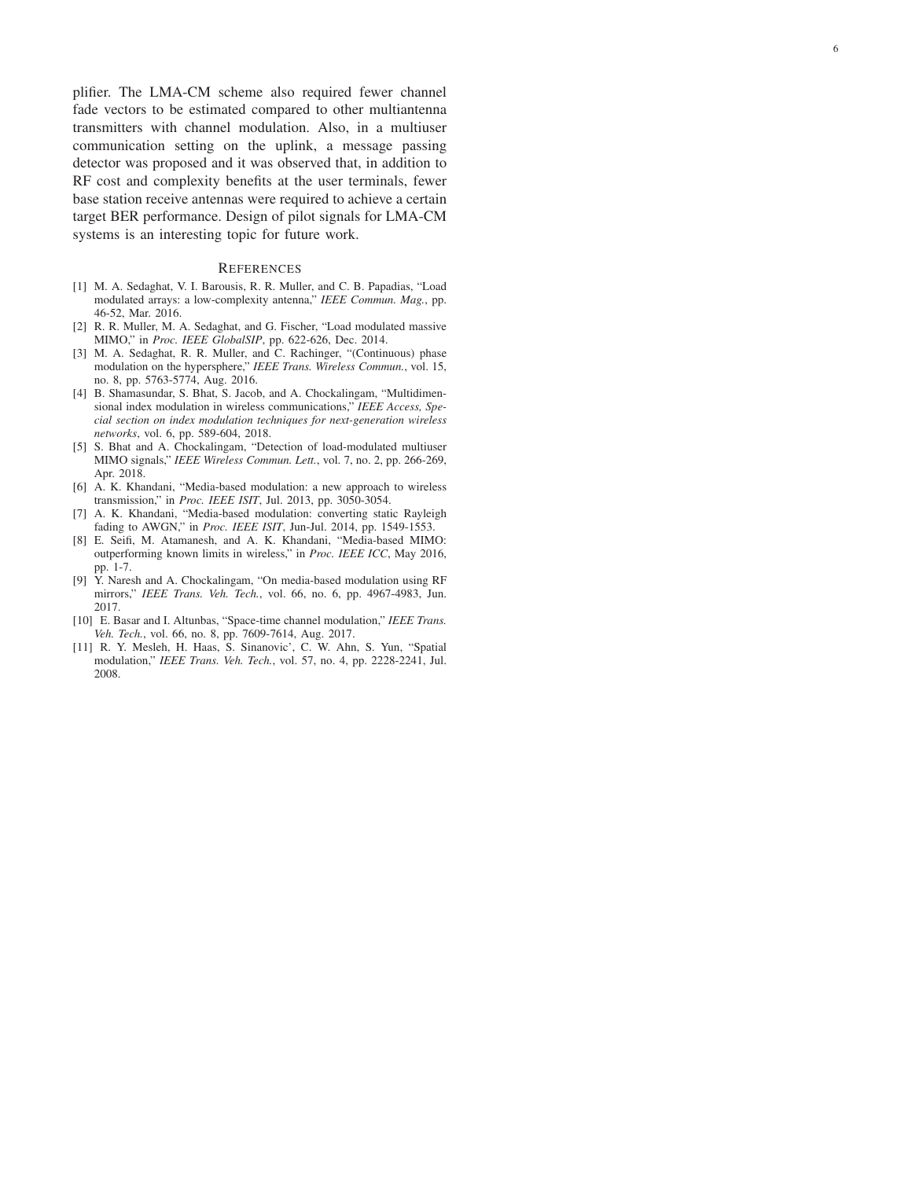plifier. The LMA-CM scheme also required fewer channel fade vectors to be estimated compared to other multiantenna transmitters with channel modulation. Also, in a multiuser communication setting on the uplink, a message passing detector was proposed and it was observed that, in addition to RF cost and complexity benefits at the user terminals, fewer base station receive antennas were required to achieve a certain target BER performance. Design of pilot signals for LMA-CM systems is an interesting topic for future work.

## References

[1] M. A. Sedaghat, V. I. Barousis, R. R. Muller, and C. B. Papadias, "Load modulated arrays: a low-complexity antenna," *IEEE Commun. Mag.*, pp. 46-52, Mar. 2016.

[2] R. R. Muller, M. A. Sedaghat, and G. Fischer, "Load modulated massive MIMO," in *Proc. IEEE GlobalSIP*, pp. 622-626, Dec. 2014.

[3] M. A. Sedaghat, R. R. Muller, and C. Rachinger, "(Continuous) phase modulation on the hypersphere," *IEEE Trans. Wireless Commun.*, vol. 15, no. 8, pp. 5763-5774, Aug. 2016.

[4] B. Shamasundar, S. Bhat, S. Jacob, and A. Chockalingam, "Multidimensional index modulation in wireless communications," *IEEE Access, Special section on index modulation techniques for next-generation wireless networks*, vol. 6, pp. 589-604, 2018.

[5] S. Bhat and A. Chockalingam, "Detection of load-modulated multiuser MIMO signals," *IEEE Wireless Commun. Lett.*, vol. 7, no. 2, pp. 266-269, Apr. 2018.

[6] A. K. Khandani, "Media-based modulation: a new approach to wireless transmission," in *Proc. IEEE ISIT*, Jul. 2013, pp. 3050-3054.

[7] A. K. Khandani, "Media-based modulation: converting static Rayleigh fading to AWGN," in *Proc. IEEE ISIT*, Jun-Jul. 2014, pp. 1549-1553.

[8] E. Seifi, M. Atamanesh, and A. K. Khandani, "Media-based MIMO: outperforming known limits in wireless," in *Proc. IEEE ICC*, May 2016, pp. 1-7.

[9] Y. Naresh and A. Chockalingam, "On media-based modulation using RF mirrors," *IEEE Trans. Veh. Tech.*, vol. 66, no. 6, pp. 4967-4983, Jun. 2017.

[10] E. Basar and I. Altunbas, "Space-time channel modulation," *IEEE Trans. Veh. Tech.*, vol. 66, no. 8, pp. 7609-7614, Aug. 2017.

[11] R. Y. Mesleh, H. Haas, S. Sinanovic', C. W. Ahn, S. Yun, "Spatial modulation," *IEEE Trans. Veh. Tech.*, vol. 57, no. 4, pp. 2228-2241, Jul. 2008.